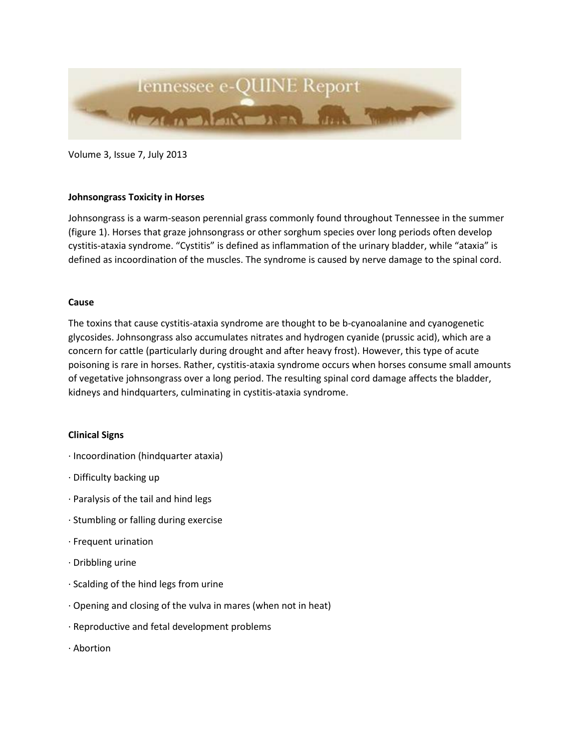Volume 3, Issue 7, July 2013

## Johnsongrass Toxicity in Horses

Johnsongrass is a warm-season perennial grass commonly found throughout Tennessee in the summer (figure 1). Horses that graze johnsongrass or other sorghum species over long periods often develop cystitis-ataxia syndrome. "Cystitis" is defined as inflammation of the urinary bladder, while "ataxia" is defined as incoordination of the muscles. The syndrome is caused by nerve damage to the spinal cord.

### Cause

The toxins that cause cystitis-ataxia syndrome are thought to be b-cyanoalanine and cyanogenetic glycosides. Johnsongrass also accumulates nitrates and hydrogen cyanide (prussic acid), which are a concern for cattle (particularly during drought and after heavy frost). However, this type of acute poisoning is rare in horses. Rather, cystitis-ataxia syndrome occurs when horses consume small amounts of vegetative johnsongrass over a long period. The resulting spinal cord damage affects the bladder, kidneys and hindquarters, culminating in cystitis-ataxia syndrome.

### Clinical Signs

- Incoordination (hindquarter ataxia)
- Difficulty backing up
- Paralysis of the tail and hind legs
- Stumbling or falling during exercise
- Frequent urination
- Dribbling urine
- Scalding of the hind legs from urine
- Opening and closing of the vulva in mares (when not in heat)
- Reproductive and fetal development problems
- Abortion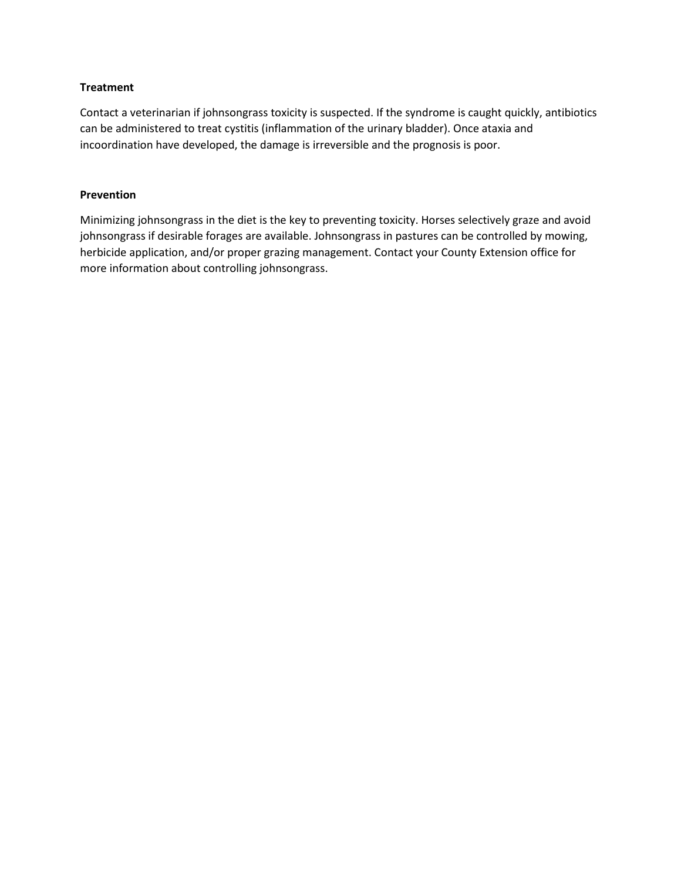**Treatment**

Contact a veterinarian if johnsongrass toxicity is suspected. If the syndrome is caught quickly, antibiotics can be administered to treat cystitis (inflammation of the urinary bladder). Once ataxia and incoordination have developed, the damage is irreversible and the prognosis is poor.

**Prevention**

Minimizing johnsongrass in the diet is the key to preventing toxicity. Horses selectively graze and avoid johnsongrass if desirable forages are available. Johnsongrass in pastures can be controlled by mowing, herbicide application, and/or proper grazing management. Contact your County Extension office for more information about controlling johnsongrass.